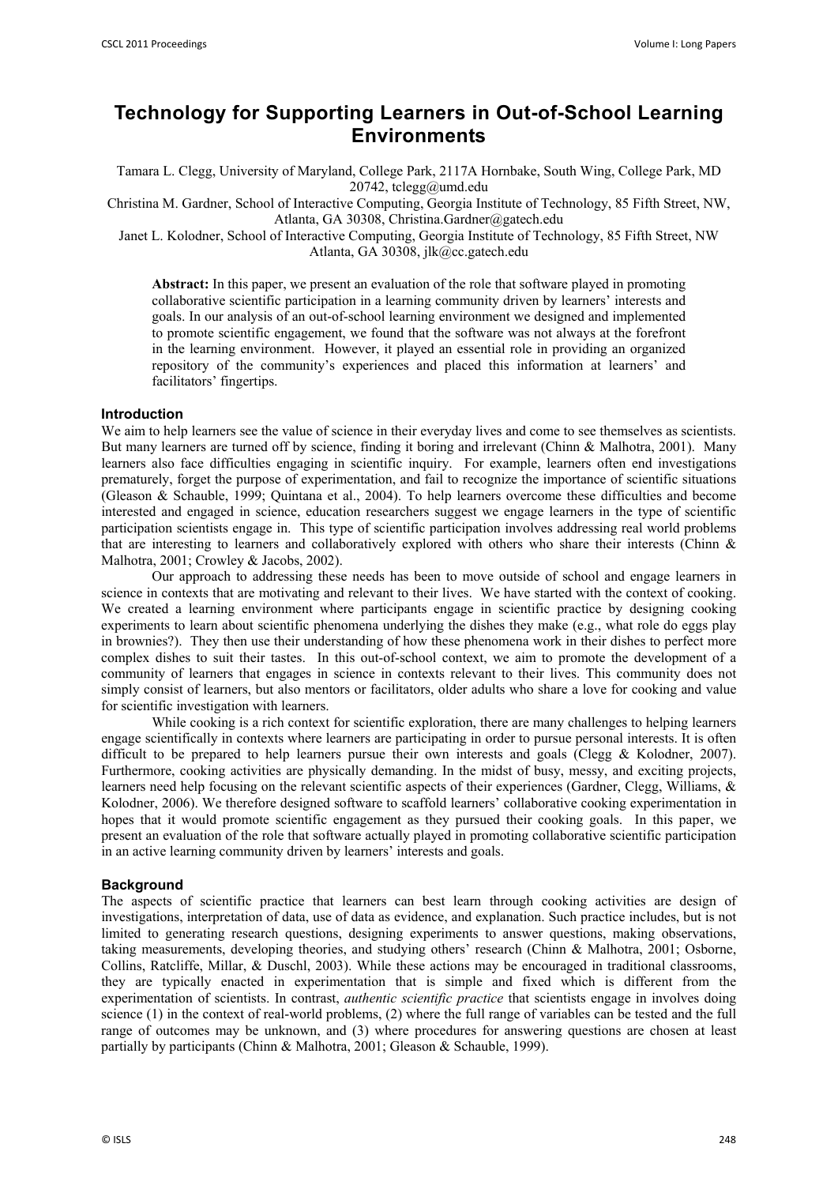# Technology for Supporting Learners in Out-of-School Learning Environments

Tamara L. Clegg, University of Maryland, College Park, 2117A Hornbake, South Wing, College Park, MD 20742, tclegg@umd.edu

Christina M. Gardner, School of Interactive Computing, Georgia Institute of Technology, 85 Fifth Street, NW, Atlanta, GA 30308, Christina.Gardner@gatech.edu

Janet L. Kolodner, School of Interactive Computing, Georgia Institute of Technology, 85 Fifth Street, NW Atlanta, GA 30308, jlk@cc.gatech.edu

**Abstract:** In this paper, we present an evaluation of the role that software played in promoting collaborative scientific participation in a learning community driven by learners' interests and goals. In our analysis of an out-of-school learning environment we designed and implemented to promote scientific engagement, we found that the software was not always at the forefront in the learning environment. However, it played an essential role in providing an organized repository of the community's experiences and placed this information at learners' and facilitators' fingertips.

## Introduction

We aim to help learners see the value of science in their everyday lives and come to see themselves as scientists. But many learners are turned off by science, finding it boring and irrelevant (Chinn & Malhotra, 2001). Many learners also face difficulties engaging in scientific inquiry. For example, learners often end investigations prematurely, forget the purpose of experimentation, and fail to recognize the importance of scientific situations (Gleason & Schauble, 1999; Quintana et al., 2004). To help learners overcome these difficulties and become interested and engaged in science, education researchers suggest we engage learners in the type of scientific participation scientists engage in. This type of scientific participation involves addressing real world problems that are interesting to learners and collaboratively explored with others who share their interests (Chinn & Malhotra, 2001; Crowley & Jacobs, 2002).

Our approach to addressing these needs has been to move outside of school and engage learners in science in contexts that are motivating and relevant to their lives. We have started with the context of cooking. We created a learning environment where participants engage in scientific practice by designing cooking experiments to learn about scientific phenomena underlying the dishes they make (e.g., what role do eggs play in brownies?). They then use their understanding of how these phenomena work in their dishes to perfect more complex dishes to suit their tastes. In this out-of-school context, we aim to promote the development of a community of learners that engages in science in contexts relevant to their lives. This community does not simply consist of learners, but also mentors or facilitators, older adults who share a love for cooking and value for scientific investigation with learners.

While cooking is a rich context for scientific exploration, there are many challenges to helping learners engage scientifically in contexts where learners are participating in order to pursue personal interests. It is often difficult to be prepared to help learners pursue their own interests and goals (Clegg & Kolodner, 2007). Furthermore, cooking activities are physically demanding. In the midst of busy, messy, and exciting projects, learners need help focusing on the relevant scientific aspects of their experiences (Gardner, Clegg, Williams, & Kolodner, 2006). We therefore designed software to scaffold learners' collaborative cooking experimentation in hopes that it would promote scientific engagement as they pursued their cooking goals. In this paper, we present an evaluation of the role that software actually played in promoting collaborative scientific participation in an active learning community driven by learners' interests and goals.

## Background

The aspects of scientific practice that learners can best learn through cooking activities are design of investigations, interpretation of data, use of data as evidence, and explanation. Such practice includes, but is not limited to generating research questions, designing experiments to answer questions, making observations, taking measurements, developing theories, and studying others' research (Chinn & Malhotra, 2001; Osborne, Collins, Ratcliffe, Millar, & Duschl, 2003). While these actions may be encouraged in traditional classrooms, they are typically enacted in experimentation that is simple and fixed which is different from the experimentation of scientists. In contrast, *authentic scientific practice* that scientists engage in involves doing science (1) in the context of real-world problems, (2) where the full range of variables can be tested and the full range of outcomes may be unknown, and (3) where procedures for answering questions are chosen at least partially by participants (Chinn & Malhotra, 2001; Gleason & Schauble, 1999).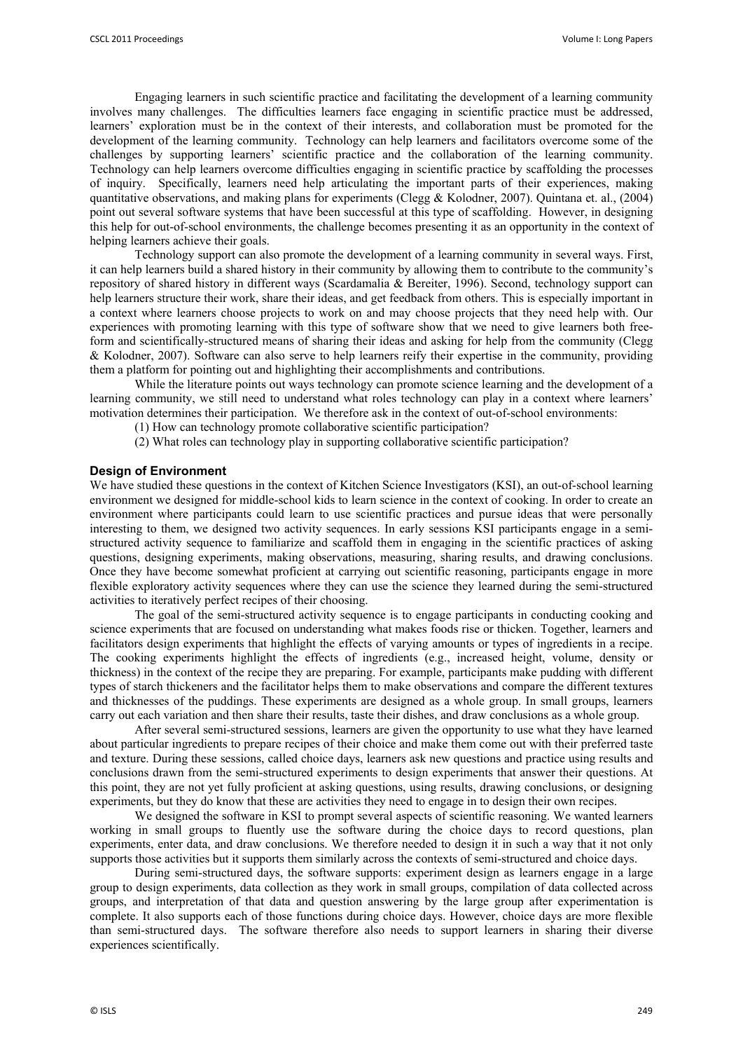Engaging learners in such scientific practice and facilitating the development of a learning community involves many challenges. The difficulties learners face engaging in scientific practice must be addressed, learners' exploration must be in the context of their interests, and collaboration must be promoted for the development of the learning community. Technology can help learners and facilitators overcome some of the challenges by supporting learners' scientific practice and the collaboration of the learning community. Technology can help learners overcome difficulties engaging in scientific practice by scaffolding the processes of inquiry. Specifically, learners need help articulating the important parts of their experiences, making quantitative observations, and making plans for experiments (Clegg & Kolodner, 2007). Quintana et. al., (2004) point out several software systems that have been successful at this type of scaffolding. However, in designing this help for out-of-school environments, the challenge becomes presenting it as an opportunity in the context of helping learners achieve their goals.

Technology support can also promote the development of a learning community in several ways. First, it can help learners build a shared history in their community by allowing them to contribute to the community's repository of shared history in different ways (Scardamalia & Bereiter, 1996). Second, technology support can help learners structure their work, share their ideas, and get feedback from others. This is especially important in a context where learners choose projects to work on and may choose projects that they need help with. Our experiences with promoting learning with this type of software show that we need to give learners both free-form and scientifically-structured means of sharing their ideas and asking for help from the community (Clegg & Kolodner, 2007). Software can also serve to help learners reify their expertise in the community, providing them a platform for pointing out and highlighting their accomplishments and contributions.

While the literature points out ways technology can promote science learning and the development of a learning community, we still need to understand what roles technology can play in a context where learners' motivation determines their participation. We therefore ask in the context of out-of-school environments:

(1) How can technology promote collaborative scientific participation?

(2) What roles can technology play in supporting collaborative scientific participation?

## Design of Environment

We have studied these questions in the context of Kitchen Science Investigators (KSI), an out-of-school learning environment we designed for middle-school kids to learn science in the context of cooking. In order to create an environment where participants could learn to use scientific practices and pursue ideas that were personally interesting to them, we designed two activity sequences. In early sessions KSI participants engage in a semi-structured activity sequence to familiarize and scaffold them in engaging in the scientific practices of asking questions, designing experiments, making observations, measuring, sharing results, and drawing conclusions. Once they have become somewhat proficient at carrying out scientific reasoning, participants engage in more flexible exploratory activity sequences where they can use the science they learned during the semi-structured activities to iteratively perfect recipes of their choosing.

The goal of the semi-structured activity sequence is to engage participants in conducting cooking and science experiments that are focused on understanding what makes foods rise or thicken. Together, learners and facilitators design experiments that highlight the effects of varying amounts or types of ingredients in a recipe. The cooking experiments highlight the effects of ingredients (e.g., increased height, volume, density or thickness) in the context of the recipe they are preparing. For example, participants make pudding with different types of starch thickeners and the facilitator helps them to make observations and compare the different textures and thicknesses of the puddings. These experiments are designed as a whole group. In small groups, learners carry out each variation and then share their results, taste their dishes, and draw conclusions as a whole group.

After several semi-structured sessions, learners are given the opportunity to use what they have learned about particular ingredients to prepare recipes of their choice and make them come out with their preferred taste and texture. During these sessions, called choice days, learners ask new questions and practice using results and conclusions drawn from the semi-structured experiments to design experiments that answer their questions. At this point, they are not yet fully proficient at asking questions, using results, drawing conclusions, or designing experiments, but they do know that these are activities they need to engage in to design their own recipes.

We designed the software in KSI to prompt several aspects of scientific reasoning. We wanted learners working in small groups to fluently use the software during the choice days to record questions, plan experiments, enter data, and draw conclusions. We therefore needed to design it in such a way that it not only supports those activities but it supports them similarly across the contexts of semi-structured and choice days.

During semi-structured days, the software supports: experiment design as learners engage in a large group to design experiments, data collection as they work in small groups, compilation of data collected across groups, and interpretation of that data and question answering by the large group after experimentation is complete. It also supports each of those functions during choice days. However, choice days are more flexible than semi-structured days. The software therefore also needs to support learners in sharing their diverse experiences scientifically.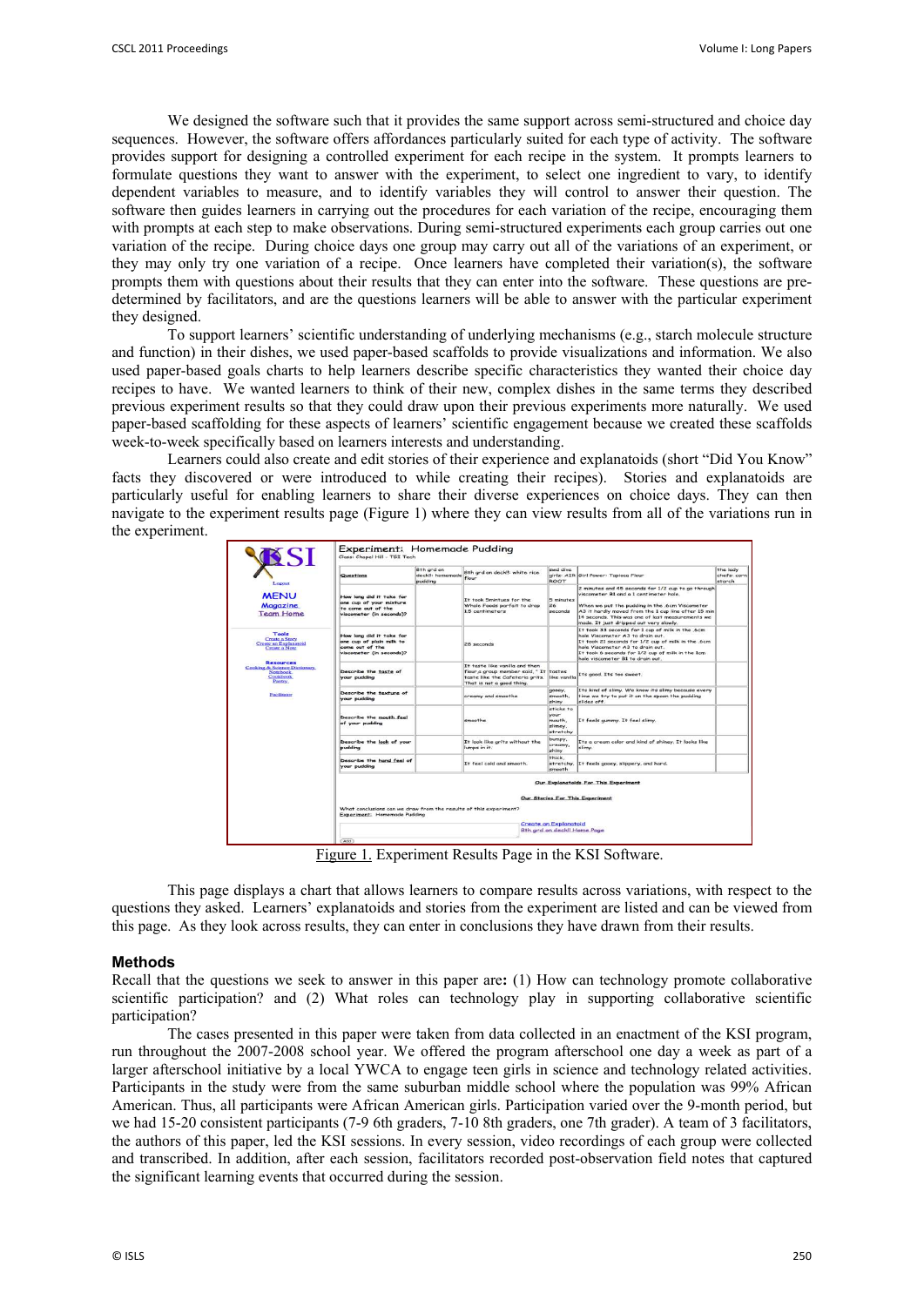We designed the software such that it provides the same support across semi-structured and choice day sequences. However, the software offers affordances particularly suited for each type of activity. The software provides support for designing a controlled experiment for each recipe in the system. It prompts learners to formulate questions they want to answer with the experiment, to select one ingredient to vary, to identify dependent variables to measure, and to identify variables they will control to answer their question. The software then guides learners in carrying out the procedures for each variation of the recipe, encouraging them with prompts at each step to make observations. During semi-structured experiments each group carries out one variation of the recipe. During choice days one group may carry out all of the variations of an experiment, or they may only try one variation of a recipe. Once learners have completed their variation(s), the software prompts them with questions about their results that they can enter into the software. These questions are pre-determined by facilitators, and are the questions learners will be able to answer with the particular experiment they designed.

To support learners' scientific understanding of underlying mechanisms (e.g., starch molecule structure and function) in their dishes, we used paper-based scaffolds to provide visualizations and information. We also used paper-based goals charts to help learners describe specific characteristics they wanted their choice day recipes to have. We wanted learners to think of their new, complex dishes in the same terms they described previous experiment results so that they could draw upon their previous experiments more naturally. We used paper-based scaffolding for these aspects of learners' scientific engagement because we created these scaffolds week-to-week specifically based on learners interests and understanding.

Learners could also create and edit stories of their experience and explanatoids (short "Did You Know" facts they discovered or were introduced to while creating their recipes). Stories and explanatoids are particularly useful for enabling learners to share their diverse experiences on choice days. They can then navigate to the experiment results page (Figure 1) where they can view results from all of the variations run in the experiment.

Figure 1. Experiment Results Page in the KSI Software.

This page displays a chart that allows learners to compare results across variations, with respect to the questions they asked. Learners' explanatoids and stories from the experiment are listed and can be viewed from this page. As they look across results, they can enter in conclusions they have drawn from their results.

## Methods

Recall that the questions we seek to answer in this paper are**:** (1) How can technology promote collaborative scientific participation? and (2) What roles can technology play in supporting collaborative scientific participation?

The cases presented in this paper were taken from data collected in an enactment of the KSI program, run throughout the 2007-2008 school year. We offered the program afterschool one day a week as part of a larger afterschool initiative by a local YWCA to engage teen girls in science and technology related activities. Participants in the study were from the same suburban middle school where the population was 99% African American. Thus, all participants were African American girls. Participation varied over the 9-month period, but we had 15-20 consistent participants (7-9 6th graders, 7-10 8th graders, one 7th grader). A team of 3 facilitators, the authors of this paper, led the KSI sessions. In every session, video recordings of each group were collected and transcribed. In addition, after each session, facilitators recorded post-observation field notes that captured the significant learning events that occurred during the session.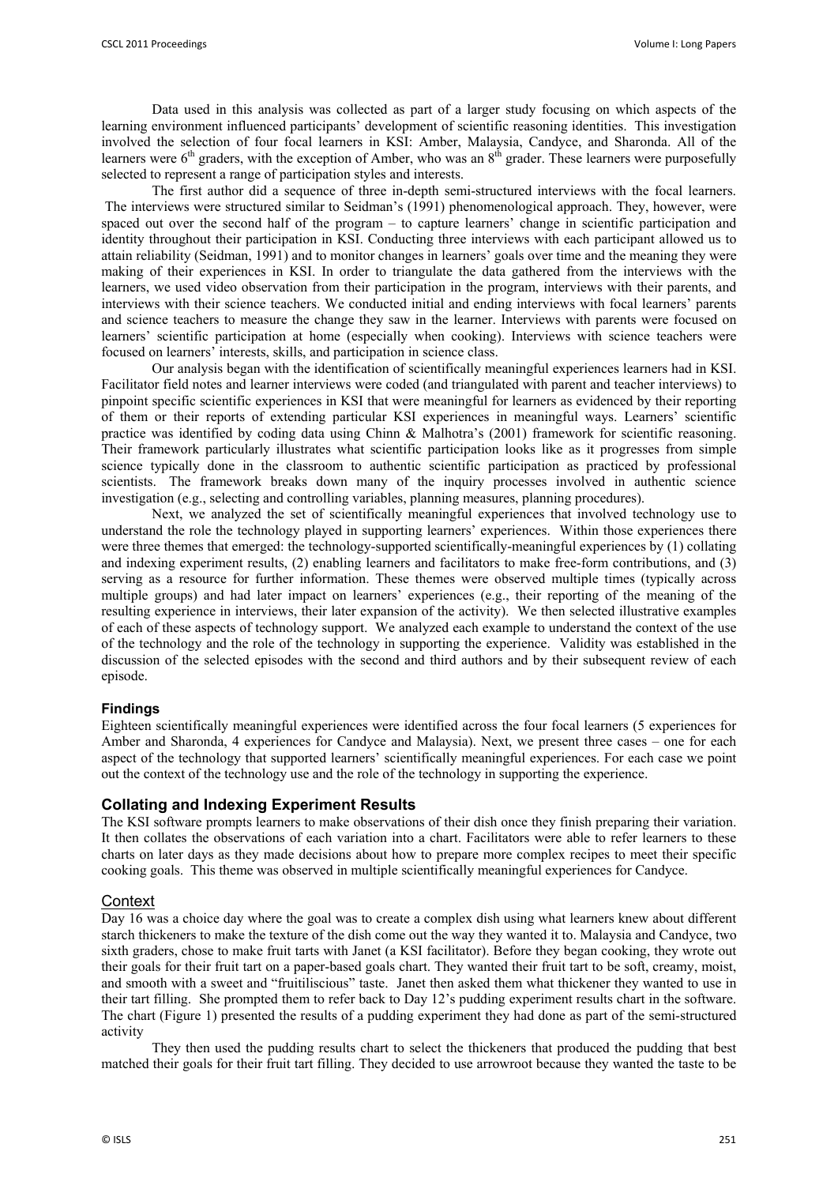Data used in this analysis was collected as part of a larger study focusing on which aspects of the learning environment influenced participants' development of scientific reasoning identities. This investigation involved the selection of four focal learners in KSI: Amber, Malaysia, Candyce, and Sharonda. All of the learners were 6th graders, with the exception of Amber, who was an 8th grader. These learners were purposefully selected to represent a range of participation styles and interests.

The first author did a sequence of three in-depth semi-structured interviews with the focal learners. The interviews were structured similar to Seidman's (1991) phenomenological approach. They, however, were spaced out over the second half of the program – to capture learners' change in scientific participation and identity throughout their participation in KSI. Conducting three interviews with each participant allowed us to attain reliability (Seidman, 1991) and to monitor changes in learners' goals over time and the meaning they were making of their experiences in KSI. In order to triangulate the data gathered from the interviews with the learners, we used video observation from their participation in the program, interviews with their parents, and interviews with their science teachers. We conducted initial and ending interviews with focal learners' parents and science teachers to measure the change they saw in the learner. Interviews with parents were focused on learners' scientific participation at home (especially when cooking). Interviews with science teachers were focused on learners' interests, skills, and participation in science class.

Our analysis began with the identification of scientifically meaningful experiences learners had in KSI. Facilitator field notes and learner interviews were coded (and triangulated with parent and teacher interviews) to pinpoint specific scientific experiences in KSI that were meaningful for learners as evidenced by their reporting of them or their reports of extending particular KSI experiences in meaningful ways. Learners' scientific practice was identified by coding data using Chinn & Malhotra's (2001) framework for scientific reasoning. Their framework particularly illustrates what scientific participation looks like as it progresses from simple science typically done in the classroom to authentic scientific participation as practiced by professional scientists. The framework breaks down many of the inquiry processes involved in authentic science investigation (e.g., selecting and controlling variables, planning measures, planning procedures).

Next, we analyzed the set of scientifically meaningful experiences that involved technology use to understand the role the technology played in supporting learners' experiences. Within those experiences there were three themes that emerged: the technology-supported scientifically-meaningful experiences by (1) collating and indexing experiment results, (2) enabling learners and facilitators to make free-form contributions, and (3) serving as a resource for further information. These themes were observed multiple times (typically across multiple groups) and had later impact on learners' experiences (e.g., their reporting of the meaning of the resulting experience in interviews, their later expansion of the activity). We then selected illustrative examples of each of these aspects of technology support. We analyzed each example to understand the context of the use of the technology and the role of the technology in supporting the experience. Validity was established in the discussion of the selected episodes with the second and third authors and by their subsequent review of each episode.

### Findings

Eighteen scientifically meaningful experiences were identified across the four focal learners (5 experiences for Amber and Sharonda, 4 experiences for Candyce and Malaysia). Next, we present three cases – one for each aspect of the technology that supported learners' scientifically meaningful experiences. For each case we point out the context of the technology use and the role of the technology in supporting the experience.

## Collating and Indexing Experiment Results

The KSI software prompts learners to make observations of their dish once they finish preparing their variation. It then collates the observations of each variation into a chart. Facilitators were able to refer learners to these charts on later days as they made decisions about how to prepare more complex recipes to meet their specific cooking goals. This theme was observed in multiple scientifically meaningful experiences for Candyce.

### Context

Day 16 was a choice day where the goal was to create a complex dish using what learners knew about different starch thickeners to make the texture of the dish come out the way they wanted it to. Malaysia and Candyce, two sixth graders, chose to make fruit tarts with Janet (a KSI facilitator). Before they began cooking, they wrote out their goals for their fruit tart on a paper-based goals chart. They wanted their fruit tart to be soft, creamy, moist, and smooth with a sweet and "fruitiliscious" taste. Janet then asked them what thickener they wanted to use in their tart filling. She prompted them to refer back to Day 12's pudding experiment results chart in the software. The chart (Figure 1) presented the results of a pudding experiment they had done as part of the semi-structured activity

They then used the pudding results chart to select the thickeners that produced the pudding that best matched their goals for their fruit tart filling. They decided to use arrowroot because they wanted the taste to be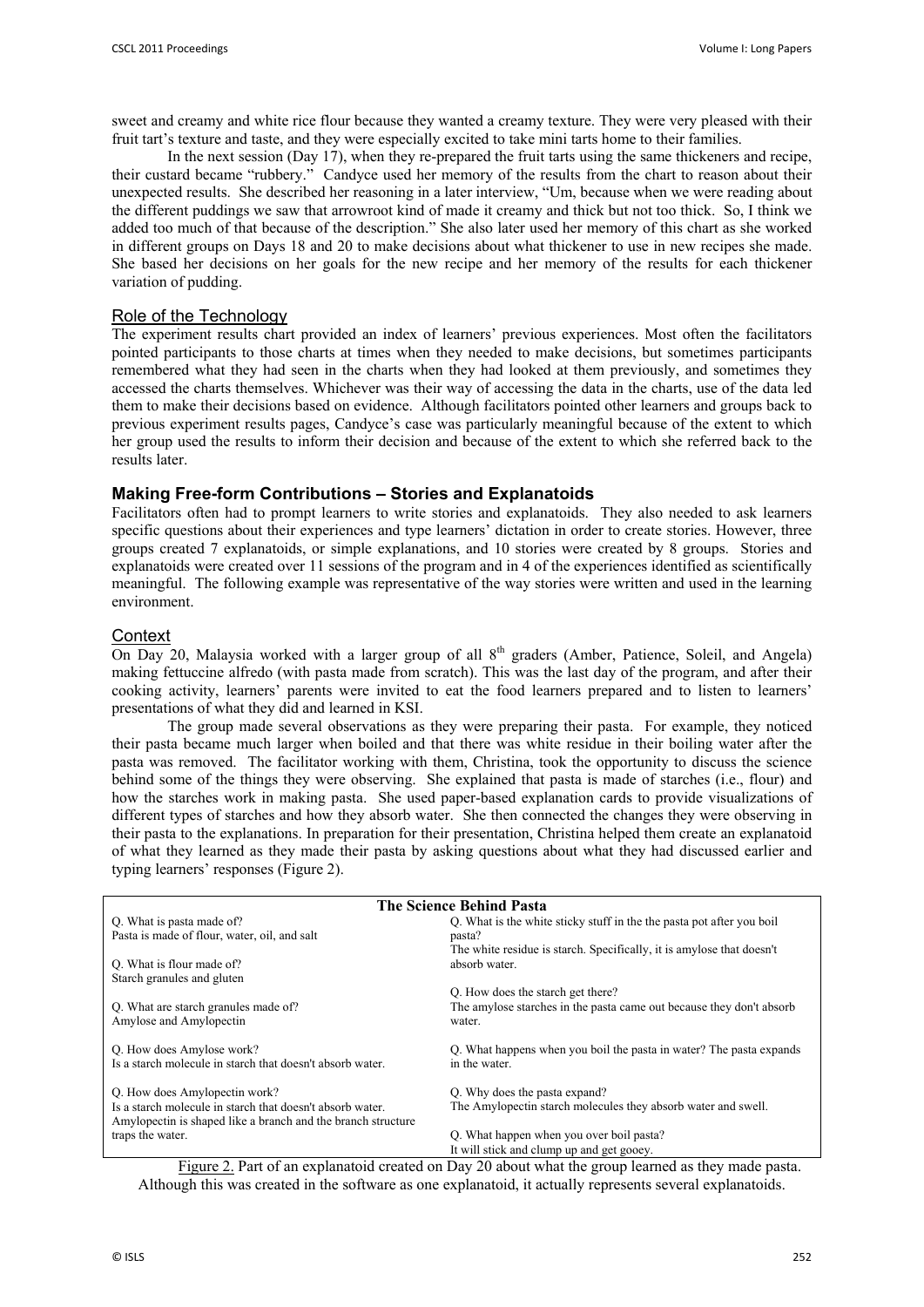sweet and creamy and white rice flour because they wanted a creamy texture. They were very pleased with their fruit tart's texture and taste, and they were especially excited to take mini tarts home to their families.

In the next session (Day 17), when they re-prepared the fruit tarts using the same thickeners and recipe, their custard became "rubbery." Candyce used her memory of the results from the chart to reason about their unexpected results. She described her reasoning in a later interview, "Um, because when we were reading about the different puddings we saw that arrowroot kind of made it creamy and thick but not too thick. So, I think we added too much of that because of the description." She also later used her memory of this chart as she worked in different groups on Days 18 and 20 to make decisions about what thickener to use in new recipes she made. She based her decisions on her goals for the new recipe and her memory of the results for each thickener variation of pudding.

### Role of the Technology

The experiment results chart provided an index of learners' previous experiences. Most often the facilitators pointed participants to those charts at times when they needed to make decisions, but sometimes participants remembered what they had seen in the charts when they had looked at them previously, and sometimes they accessed the charts themselves. Whichever was their way of accessing the data in the charts, use of the data led them to make their decisions based on evidence. Although facilitators pointed other learners and groups back to previous experiment results pages, Candyce's case was particularly meaningful because of the extent to which her group used the results to inform their decision and because of the extent to which she referred back to the results later.

## Making Free-form Contributions – Stories and Explanatoids

Facilitators often had to prompt learners to write stories and explanatoids. They also needed to ask learners specific questions about their experiences and type learners' dictation in order to create stories. However, three groups created 7 explanatoids, or simple explanations, and 10 stories were created by 8 groups. Stories and explanatoids were created over 11 sessions of the program and in 4 of the experiences identified as scientifically meaningful. The following example was representative of the way stories were written and used in the learning environment.

### Context

On Day 20, Malaysia worked with a larger group of all 8th graders (Amber, Patience, Soleil, and Angela) making fettuccine alfredo (with pasta made from scratch). This was the last day of the program, and after their cooking activity, learners' parents were invited to eat the food learners prepared and to listen to learners' presentations of what they did and learned in KSI.

The group made several observations as they were preparing their pasta. For example, they noticed their pasta became much larger when boiled and that there was white residue in their boiling water after the pasta was removed. The facilitator working with them, Christina, took the opportunity to discuss the science behind some of the things they were observing. She explained that pasta is made of starches (i.e., flour) and how the starches work in making pasta. She used paper-based explanation cards to provide visualizations of different types of starches and how they absorb water. She then connected the changes they were observing in their pasta to the explanations. In preparation for their presentation, Christina helped them create an explanatoid of what they learned as they made their pasta by asking questions about what they had discussed earlier and typing learners' responses (Figure 2).

**The Science Behind Pasta**

Q. What is pasta made of?
Pasta is made of flour, water, oil, and salt

Q. What is flour made of?
Starch granules and gluten

Q. What are starch granules made of?
Amylose and Amylopectin

Q. How does Amylose work?
Is a starch molecule in starch that doesn't absorb water.

Q. How does Amylopectin work?
Is a starch molecule in starch that doesn't absorb water.
Amylopectin is shaped like a branch and the branch structure traps the water.

Q. What is the white sticky stuff in the pasta pot after you boil pasta?
The white residue is starch. Specifically, it is amylose that doesn't absorb water.

Q. How does the starch get there?
The amylose starches in the pasta came out because they don't absorb water.

Q. What happens when you boil the pasta in water? The pasta expands in the water.

Q. Why does the pasta expand?
The Amylopectin starch molecules they absorb water and swell.

Q. What happen when you over boil pasta?
It will stick and clump up and get gooey.

Figure 2. Part of an explanatoid created on Day 20 about what the group learned as they made pasta. Although this was created in the software as one explanatoid, it actually represents several explanatoids.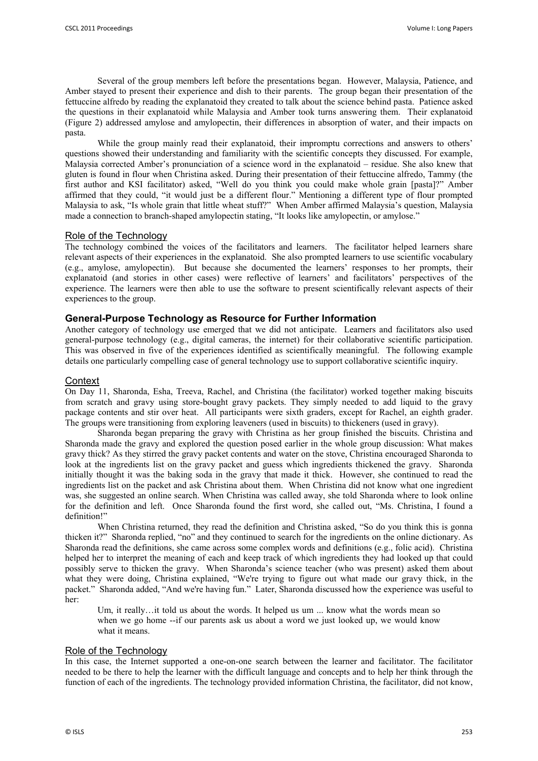Several of the group members left before the presentations began. However, Malaysia, Patience, and Amber stayed to present their experience and dish to their parents. The group began their presentation of the fettuccine alfredo by reading the explanatoid they created to talk about the science behind pasta. Patience asked the questions in their explanatoid while Malaysia and Amber took turns answering them. Their explanatoid (Figure 2) addressed amylose and amylopectin, their differences in absorption of water, and their impacts on pasta.

While the group mainly read their explanatoid, their impromptu corrections and answers to others' questions showed their understanding and familiarity with the scientific concepts they discussed. For example, Malaysia corrected Amber's pronunciation of a science word in the explanatoid – residue. She also knew that gluten is found in flour when Christina asked. During their presentation of their fettuccine alfredo, Tammy (the first author and KSI facilitator) asked, "Well do you think you could make whole grain [pasta]?" Amber affirmed that they could, "it would just be a different flour." Mentioning a different type of flour prompted Malaysia to ask, "Is whole grain that little wheat stuff?" When Amber affirmed Malaysia's question, Malaysia made a connection to branch-shaped amylopectin stating, "It looks like amylopectin, or amylose."

#### Role of the Technology

The technology combined the voices of the facilitators and learners. The facilitator helped learners share relevant aspects of their experiences in the explanatoid. She also prompted learners to use scientific vocabulary (e.g., amylose, amylopectin). But because she documented the learners' responses to her prompts, their explanatoid (and stories in other cases) were reflective of learners' and facilitators' perspectives of the experience. The learners were then able to use the software to present scientifically relevant aspects of their experiences to the group.

### General-Purpose Technology as Resource for Further Information

Another category of technology use emerged that we did not anticipate. Learners and facilitators also used general-purpose technology (e.g., digital cameras, the internet) for their collaborative scientific participation. This was observed in five of the experiences identified as scientifically meaningful. The following example details one particularly compelling case of general technology use to support collaborative scientific inquiry.

#### Context

On Day 11, Sharonda, Esha, Treeva, Rachel, and Christina (the facilitator) worked together making biscuits from scratch and gravy using store-bought gravy packets. They simply needed to add liquid to the gravy package contents and stir over heat. All participants were sixth graders, except for Rachel, an eighth grader. The groups were transitioning from exploring leaveners (used in biscuits) to thickeners (used in gravy).

Sharonda began preparing the gravy with Christina as her group finished the biscuits. Christina and Sharonda made the gravy and explored the question posed earlier in the whole group discussion: What makes gravy thick? As they stirred the gravy packet contents and water on the stove, Christina encouraged Sharonda to look at the ingredients list on the gravy packet and guess which ingredients thickened the gravy. Sharonda initially thought it was the baking soda in the gravy that made it thick. However, she continued to read the ingredients list on the packet and ask Christina about them. When Christina did not know what one ingredient was, she suggested an online search. When Christina was called away, she told Sharonda where to look online for the definition and left. Once Sharonda found the first word, she called out, "Ms. Christina, I found a definition!"

When Christina returned, they read the definition and Christina asked, "So do you think this is gonna thicken it?" Sharonda replied, "no" and they continued to search for the ingredients on the online dictionary. As Sharonda read the definitions, she came across some complex words and definitions (e.g., folic acid). Christina helped her to interpret the meaning of each and keep track of which ingredients they had looked up that could possibly serve to thicken the gravy. When Sharonda's science teacher (who was present) asked them about what they were doing, Christina explained, "We're trying to figure out what made our gravy thick, in the packet." Sharonda added, "And we're having fun." Later, Sharonda discussed how the experience was useful to her:

> Um, it really…it told us about the words. It helped us um ... know what the words mean so when we go home --if our parents ask us about a word we just looked up, we would know what it means.

#### Role of the Technology

In this case, the Internet supported a one-on-one search between the learner and facilitator. The facilitator needed to be there to help the learner with the difficult language and concepts and to help her think through the function of each of the ingredients. The technology provided information Christina, the facilitator, did not know,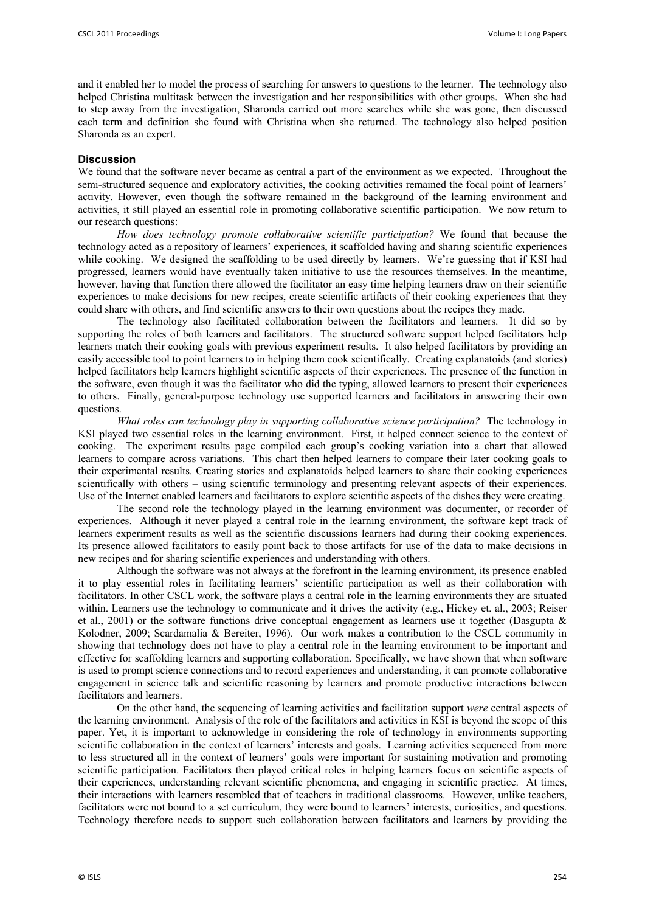and it enabled her to model the process of searching for answers to questions to the learner. The technology also helped Christina multitask between the investigation and her responsibilities with other groups. When she had to step away from the investigation, Sharonda carried out more searches while she was gone, then discussed each term and definition she found with Christina when she returned. The technology also helped position Sharonda as an expert.

### Discussion

We found that the software never became as central a part of the environment as we expected. Throughout the semi-structured sequence and exploratory activities, the cooking activities remained the focal point of learners' activity. However, even though the software remained in the background of the learning environment and activities, it still played an essential role in promoting collaborative scientific participation. We now return to our research questions:

*How does technology promote collaborative scientific participation?* We found that because the technology acted as a repository of learners' experiences, it scaffolded having and sharing scientific experiences while cooking. We designed the scaffolding to be used directly by learners. We're guessing that if KSI had progressed, learners would have eventually taken initiative to use the resources themselves. In the meantime, however, having that function there allowed the facilitator an easy time helping learners draw on their scientific experiences to make decisions for new recipes, create scientific artifacts of their cooking experiences that they could share with others, and find scientific answers to their own questions about the recipes they made.

The technology also facilitated collaboration between the facilitators and learners. It did so by supporting the roles of both learners and facilitators. The structured software support helped facilitators help learners match their cooking goals with previous experiment results. It also helped facilitators by providing an easily accessible tool to point learners to in helping them cook scientifically. Creating explanatoids (and stories) helped facilitators help learners highlight scientific aspects of their experiences. The presence of the function in the software, even though it was the facilitator who did the typing, allowed learners to present their experiences to others. Finally, general-purpose technology use supported learners and facilitators in answering their own questions.

*What roles can technology play in supporting collaborative science participation?* The technology in KSI played two essential roles in the learning environment. First, it helped connect science to the context of cooking. The experiment results page compiled each group's cooking variation into a chart that allowed learners to compare across variations. This chart then helped learners to compare their later cooking goals to their experimental results. Creating stories and explanatoids helped learners to share their cooking experiences scientifically with others – using scientific terminology and presenting relevant aspects of their experiences. Use of the Internet enabled learners and facilitators to explore scientific aspects of the dishes they were creating.

The second role the technology played in the learning environment was documenter, or recorder of experiences. Although it never played a central role in the learning environment, the software kept track of learners experiment results as well as the scientific discussions learners had during their cooking experiences. Its presence allowed facilitators to easily point back to those artifacts for use of the data to make decisions in new recipes and for sharing scientific experiences and understanding with others.

Although the software was not always at the forefront in the learning environment, its presence enabled it to play essential roles in facilitating learners' scientific participation as well as their collaboration with facilitators. In other CSCL work, the software plays a central role in the learning environments they are situated within. Learners use the technology to communicate and it drives the activity (e.g., Hickey et. al., 2003; Reiser et al., 2001) or the software functions drive conceptual engagement as learners use it together (Dasgupta & Kolodner, 2009; Scardamalia & Bereiter, 1996). Our work makes a contribution to the CSCL community in showing that technology does not have to play a central role in the learning environment to be important and effective for scaffolding learners and supporting collaboration. Specifically, we have shown that when software is used to prompt science connections and to record experiences and understanding, it can promote collaborative engagement in science talk and scientific reasoning by learners and promote productive interactions between facilitators and learners.

On the other hand, the sequencing of learning activities and facilitation support *were* central aspects of the learning environment. Analysis of the role of the facilitators and activities in KSI is beyond the scope of this paper. Yet, it is important to acknowledge in considering the role of technology in environments supporting scientific collaboration in the context of learners' interests and goals. Learning activities sequenced from more to less structured all in the context of learners' goals were important for sustaining motivation and promoting scientific participation. Facilitators then played critical roles in helping learners focus on scientific aspects of their experiences, understanding relevant scientific phenomena, and engaging in scientific practice. At times, their interactions with learners resembled that of teachers in traditional classrooms. However, unlike teachers, facilitators were not bound to a set curriculum, they were bound to learners' interests, curiosities, and questions. Technology therefore needs to support such collaboration between facilitators and learners by providing the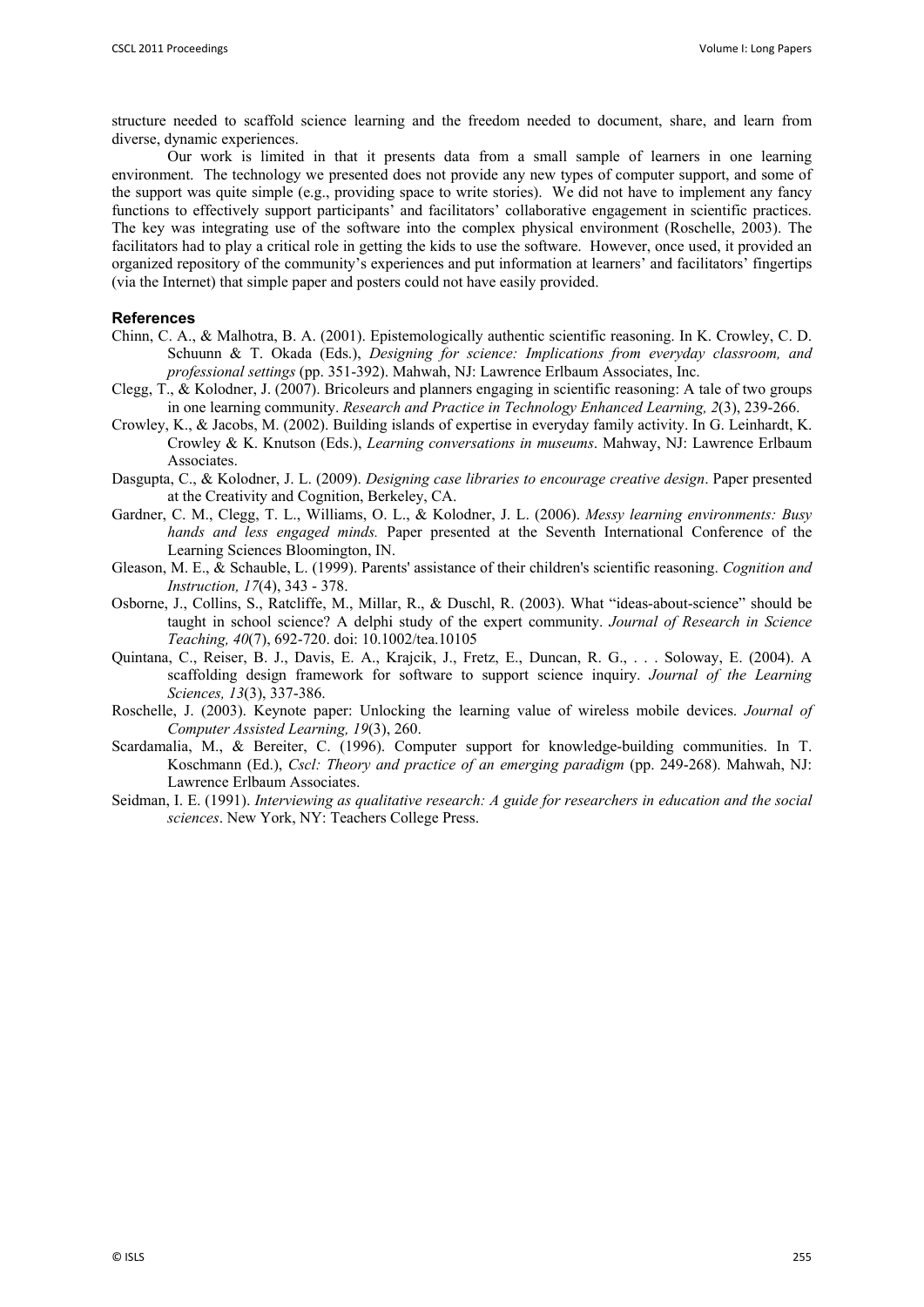structure needed to scaffold science learning and the freedom needed to document, share, and learn from diverse, dynamic experiences.

Our work is limited in that it presents data from a small sample of learners in one learning environment. The technology we presented does not provide any new types of computer support, and some of the support was quite simple (e.g., providing space to write stories). We did not have to implement any fancy functions to effectively support participants' and facilitators' collaborative engagement in scientific practices. The key was integrating use of the software into the complex physical environment (Roschelle, 2003). The facilitators had to play a critical role in getting the kids to use the software. However, once used, it provided an organized repository of the community's experiences and put information at learners' and facilitators' fingertips (via the Internet) that simple paper and posters could not have easily provided.

### References

Chinn, C. A., & Malhotra, B. A. (2001). Epistemologically authentic scientific reasoning. In K. Crowley, C. D. Schuunn & T. Okada (Eds.), *Designing for science: Implications from everyday classroom, and professional settings* (pp. 351-392). Mahwah, NJ: Lawrence Erlbaum Associates, Inc.

Clegg, T., & Kolodner, J. (2007). Bricoleurs and planners engaging in scientific reasoning: A tale of two groups in one learning community. *Research and Practice in Technology Enhanced Learning, 2*(3), 239-266.

Crowley, K., & Jacobs, M. (2002). Building islands of expertise in everyday family activity. In G. Leinhardt, K. Crowley & K. Knutson (Eds.), *Learning conversations in museums*. Mahway, NJ: Lawrence Erlbaum Associates.

Dasgupta, C., & Kolodner, J. L. (2009). *Designing case libraries to encourage creative design*. Paper presented at the Creativity and Cognition, Berkeley, CA.

Gardner, C. M., Clegg, T. L., Williams, O. L., & Kolodner, J. L. (2006). *Messy learning environments: Busy hands and less engaged minds.* Paper presented at the Seventh International Conference of the Learning Sciences Bloomington, IN.

Gleason, M. E., & Schauble, L. (1999). Parents' assistance of their children's scientific reasoning. *Cognition and Instruction, 17*(4), 343 - 378.

Osborne, J., Collins, S., Ratcliffe, M., Millar, R., & Duschl, R. (2003). What "ideas-about-science" should be taught in school science? A delphi study of the expert community. *Journal of Research in Science Teaching, 40*(7), 692-720. doi: 10.1002/tea.10105

Quintana, C., Reiser, B. J., Davis, E. A., Krajcik, J., Fretz, E., Duncan, R. G., . . . Soloway, E. (2004). A scaffolding design framework for software to support science inquiry. *Journal of the Learning Sciences, 13*(3), 337-386.

Roschelle, J. (2003). Keynote paper: Unlocking the learning value of wireless mobile devices. *Journal of Computer Assisted Learning, 19*(3), 260.

Scardamalia, M., & Bereiter, C. (1996). Computer support for knowledge-building communities. In T. Koschmann (Ed.), *Cscl: Theory and practice of an emerging paradigm* (pp. 249-268). Mahwah, NJ: Lawrence Erlbaum Associates.

Seidman, I. E. (1991). *Interviewing as qualitative research: A guide for researchers in education and the social sciences*. New York, NY: Teachers College Press.